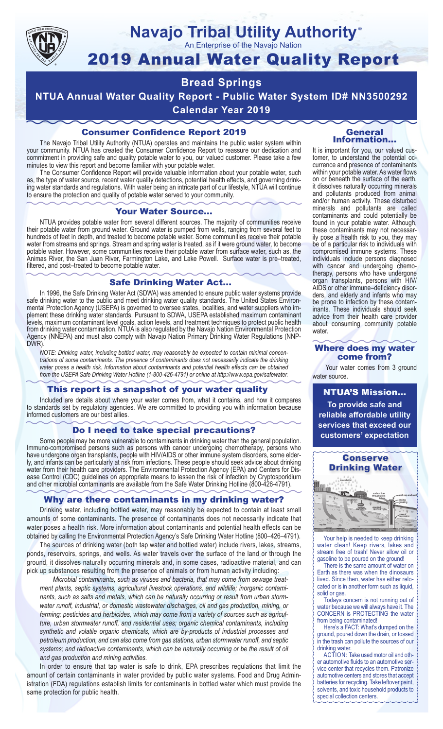# Navajo Tribal Utility Authority®

An Enterprise of the Navajo Nation

# 2019 Annual Water Quality Report

## Bread Springs

## NTUA Annual Water Quality Report - Public Water System ID# NN3500292

## Calendar Year 2019

### Consumer Confidence Report 2019

The Navajo Tribal Utility Authority (NTUA) operates and maintains the public water system within your community. NTUA has created the Consumer Confidence Report to reassure our dedication and commitment in providing safe and quality potable water to you, our valued customer. Please take a few minutes to view this report and become familiar with your potable water.

The Consumer Confidence Report will provide valuable information about your potable water, such as, the type of water source, recent water quality detections, potential health effects, and governing drinking water standards and regulations. With water being an intricate part of our lifestyle, NTUA will continue to ensure the protection and quality of potable water served to your community.

### Your Water Source…

NTUA provides potable water from several different sources. The majority of communities receive their potable water from ground water. Ground water is pumped from wells, ranging from several feet to hundreds of feet in depth, and treated to become potable water. Some communities receive their potable water from streams and springs. Stream and spring water is treated, as if it were ground water, to become potable water. However, some communities receive their potable water from surface water, such as, the Animas River, the San Juan River, Farmington Lake, and Lake Powell. Surface water is pre–treated, filtered, and post–treated to become potable water.

### Safe Drinking Water Act…

In 1996, the Safe Drinking Water Act (SDWA) was amended to ensure public water systems provide safe drinking water to the public and meet drinking water quality standards. The United States Environmental Protection Agency (USEPA) is governed to oversee states, localities, and water suppliers who implement these drinking water standards. Pursuant to SDWA, USEPA established maximum contaminant levels, maximum contaminant level goals, action levels, and treatment techniques to protect public health from drinking water contamination. NTUA is also regulated by the Navajo Nation Environmental Protection Agency (NNEPA) and must also comply with Navajo Nation Primary Drinking Water Regulations (NNPDWR).

*NOTE: Drinking water, including bottled water, may reasonably be expected to contain minimal concentrations of some contaminants. The presence of contaminants does not necessarily indicate the drinking water poses a health risk. Information about contaminants and potential health effects can be obtained from the USEPA Safe Drinking Water Hotline (1-800-426-4791) or online at http://www.epa.gov/safewater.*

### This report is a snapshot of your water quality

Included are details about where your water comes from, what it contains, and how it compares to standards set by regulatory agencies. We are committed to providing you with information because informed customers are our best allies.

### Do I need to take special precautions?

Some people may be more vulnerable to contaminants in drinking water than the general population. Immuno-compromised persons such as persons with cancer undergoing chemotherapy, persons who have undergone organ transplants, people with HIV/AIDS or other immune system disorders, some elderly, and infants can be particularly at risk from infections. These people should seek advice about drinking water from their health care providers. The Environmental Protection Agency (EPA) and Centers for Disease Control (CDC) guidelines on appropriate means to lessen the risk of infection by Cryptosporidium and other microbial contaminants are available from the Safe Water Drinking Hotline (800-426-4791).

### Why are there contaminants in my drinking water?

Drinking water, including bottled water, may reasonably be expected to contain at least small amounts of some contaminants. The presence of contaminants does not necessarily indicate that water poses a health risk. More information about contaminants and potential health effects can be obtained by calling the Environmental Protection Agency's Safe Drinking Water Hotline (800–426–4791).

The sources of drinking water (both tap water and bottled water) include rivers, lakes, streams, ponds, reservoirs, springs, and wells. As water travels over the surface of the land or through the ground, it dissolves naturally occurring minerals and, in some cases, radioactive material, and can pick up substances resulting from the presence of animals or from human activity including:

*Microbial contaminants, such as viruses and bacteria, that may come from sewage treatment plants, septic systems, agricultural livestock operations, and wildlife; inorganic contaminants, such as salts and metals, which can be naturally occurring or result from urban stormwater runoff, industrial, or domestic wastewater discharges, oil and gas production, mining, or farming; pesticides and herbicides, which may come from a variety of sources such as agriculture, urban stormwater runoff, and residential uses; organic chemical contaminants, including synthetic and volatile organic chemicals, which are by-products of industrial processes and petroleum production, and can also come from gas stations, urban stormwater runoff, and septic systems; and radioactive contaminants, which can be naturally occurring or be the result of oil and gas production and mining activities.*

In order to ensure that tap water is safe to drink, EPA prescribes regulations that limit the amount of certain contaminants in water provided by public water systems. Food and Drug Administration (FDA) regulations establish limits for contaminants in bottled water which must provide the same protection for public health.

### General Information…

It is important for you, our valued customer, to understand the potential occurrence and presence of contaminants within your potable water. As water flows on or beneath the surface of the earth, it dissolves naturally occurring minerals and pollutants produced from animal and/or human activity. These disturbed minerals and pollutants are called contaminants and could potentially be found in your potable water. Although, these contaminants may not necessarily pose a health risk to you, they may be of a particular risk to individuals with compromised immune systems. These individuals include persons diagnosed with cancer and undergoing chemotherapy, persons who have undergone organ transplants, persons with HIV/AIDS or other immune–deficiency disorders, and elderly and infants who may be prone to infection by these contaminants. These individuals should seek advice from their health care provider about consuming community potable water.

### Where does my water come from?

Your water comes from 3 ground water source.

### NTUA'S Mission…

**To provide safe and reliable affordable utility services that exceed our customers' expectation**

### Conserve Drinking Water

Your help is needed to keep drinking water clean! Keep rivers, lakes and stream free of trash! Never allow oil or gasoline to be poured on the ground!

There is the same amount of water on Earth as there was when the dinosaurs lived. Since then, water has either relocated or is in another form such as liquid, solid or gas.

Todays concern is not running out of water because we will always have it. The CONCERN is PROTECTING the water from being contaminated!

Here's a FACT: What's dumped on the ground, poured down the drain, or tossed in the trash can pollute the sources of our drinking water.

ACTION: Take used motor oil and other automotive fluids to an automotive service center that recycles them. Patronize automotive centers and stores that accept batteries for recycling. Take leftover paint, solvents, and toxic household products to special collection centers.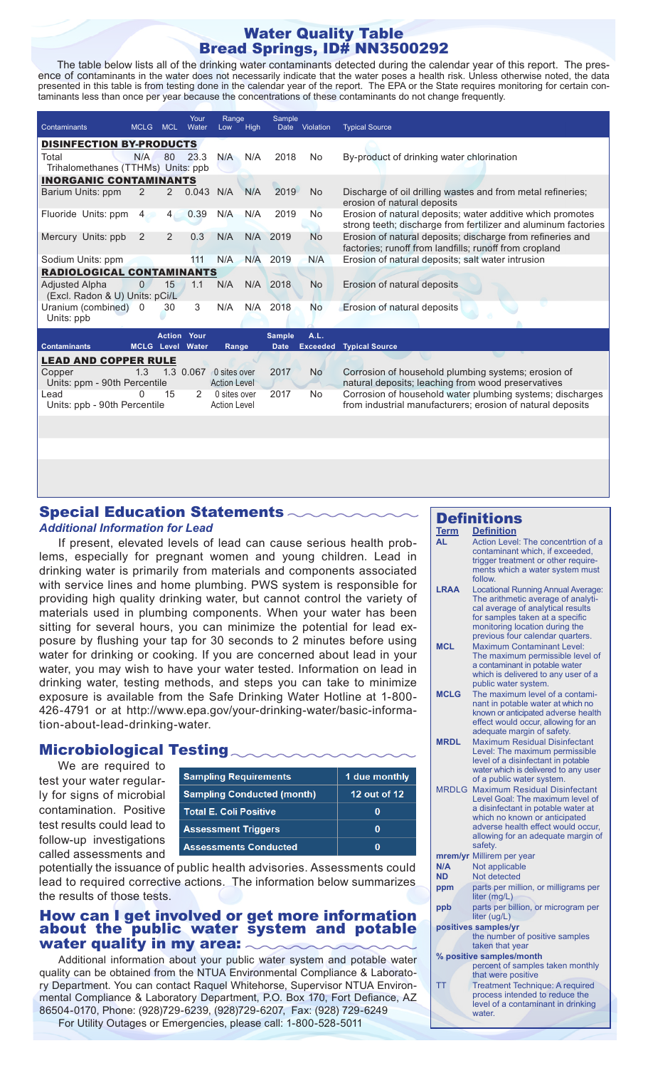# Water Quality Table
## Bread Springs, ID# NN3500292

The table below lists all of the drinking water contaminants detected during the calendar year of this report. The presence of contaminants in the water does not necessarily indicate that the water poses a health risk. Unless otherwise noted, the data presented in this table is from testing done in the calendar year of the report. The EPA or the State requires monitoring for certain contaminants less than once per year because the concentrations of these contaminants do not change frequently.

| Contaminants | MCLG | MCL | Your Water | Range Low | Range High | Sample Date | Violation | Typical Source |
|---|---|---|---|---|---|---|---|---|
| **DISINFECTION BY-PRODUCTS** | | | | | | | | |
| Total Trihalomethanes (TTHMs) Units: ppb | N/A | 80 | 23.3 | N/A | N/A | 2018 | No | By-product of drinking water chlorination |
| **INORGANIC CONTAMINANTS** | | | | | | | | |
| Barium Units: ppm | 2 | 2 | 0.043 | N/A | N/A | 2019 | No | Discharge of oil drilling wastes and from metal refineries; erosion of natural deposits |
| Fluoride Units: ppm | 4 | 4 | 0.39 | N/A | N/A | 2019 | No | Erosion of natural deposits; water additive which promotes strong teeth; discharge from fertilizer and aluminum factories |
| Mercury Units: ppb | 2 | 2 | 0.3 | N/A | N/A | 2019 | No | Erosion of natural deposits; discharge from refineries and factories; runoff from landfills; runoff from cropland |
| Sodium Units: ppm | | | 111 | N/A | N/A | 2019 | N/A | Erosion of natural deposits; salt water intrusion |
| **RADIOLOGICAL CONTAMINANTS** | | | | | | | | |
| Adjusted Alpha (Excl. Radon & U) Units: pCi/L | 0 | 15 | 1.1 | N/A | N/A | 2018 | No | Erosion of natural deposits |
| Uranium (combined) Units: ppb | 0 | 30 | 3 | N/A | N/A | 2018 | No | Erosion of natural deposits |

| Contaminants | MCLG | Action Level | Your Water | Range | Sample Date | A.L. Exceeded | Typical Source |
|---|---|---|---|---|---|---|---|
| **LEAD AND COPPER RULE** | | | | | | | |
| Copper Units: ppm - 90th Percentile | 1.3 | 1.3 | 0.067 | 0 sites over Action Level | 2017 | No | Corrosion of household plumbing systems; erosion of natural deposits; leaching from wood preservatives |
| Lead Units: ppb - 90th Percentile | 0 | 15 | 2 | 0 sites over Action Level | 2017 | No | Corrosion of household water plumbing systems; discharges from industrial manufacturers; erosion of natural deposits |

## Special Education Statements

***Additional Information for Lead***

If present, elevated levels of lead can cause serious health problems, especially for pregnant women and young children. Lead in drinking water is primarily from materials and components associated with service lines and home plumbing. PWS system is responsible for providing high quality drinking water, but cannot control the variety of materials used in plumbing components. When your water has been sitting for several hours, you can minimize the potential for lead exposure by flushing your tap for 30 seconds to 2 minutes before using water for drinking or cooking. If you are concerned about lead in your water, you may wish to have your water tested. Information on lead in drinking water, testing methods, and steps you can take to minimize exposure is available from the Safe Drinking Water Hotline at 1-800-426-4791 or at http://www.epa.gov/your-drinking-water/basic-information-about-lead-drinking-water.

## Microbiological Testing

We are required to test your water regularly for signs of microbial contamination. Positive test results could lead to follow-up investigations called assessments and potentially the issuance of public health advisories. Assessments could lead to required corrective actions. The information below summarizes the results of those tests.

| Sampling Requirements | 1 due monthly |
|---|---|
| Sampling Conducted (month) | 12 out of 12 |
| Total E. Coli Positive | 0 |
| Assessment Triggers | 0 |
| Assessments Conducted | 0 |

## How can I get involved or get more information about the public water system and potable water quality in my area:

Additional information about your public water system and potable water quality can be obtained from the NTUA Environmental Compliance & Laboratory Department. You can contact Raquel Whitehorse, Supervisor NTUA Environmental Compliance & Laboratory Department, P.O. Box 170, Fort Defiance, AZ 86504-0170, Phone: (928)729-6239, (928)729-6207, Fax: (928) 729-6249

For Utility Outages or Emergencies, please call: 1-800-528-5011

## Definitions

| Term | Definition |
|---|---|
| **AL** | Action Level: The concentrtion of a contaminant which, if exceeded, trigger treatment or other requirements which a water system must follow. |
| **LRAA** | Locational Running Annual Average: The arithmetic average of analytical results for samples taken at a specific monitoring location during the previous four calendar quarters. |
| **MCL** | Maximum Contaminant Level: The maximum permissible level of a contaminant in potable water which is delivered to any user of a public water system. |
| **MCLG** | The maximum level of a contaminant in potable water at which no known or anticipated adverse health effect would occur, allowing for an adequate margin of safety. |
| **MRDL** | Maximum Residual Disinfectant Level: The maximum permissible level of a disinfectant in potable water which is delivered to any user of a public water system. |
| **MRDLG** | Maximum Residual Disinfectant Level Goal: The maximum level of a disinfectant in potable water at which no known or anticipated adverse health effect would occur, allowing for an adequate margin of safety. |
| **mrem/yr** | Millirem per year |
| **N/A** | Not applicable |
| **ND** | Not detected |
| **ppm** | parts per million, or milligrams per liter (mg/L) |
| **ppb** | parts per billion, or microgram per liter (ug/L) |
| **positives samples/yr** | the number of positive samples taken that year |
| **% positive samples/month** | percent of samples taken monthly that were positive |
| **TT** | Treatment Technique: A required process intended to reduce the level of a contaminant in drinking water. |